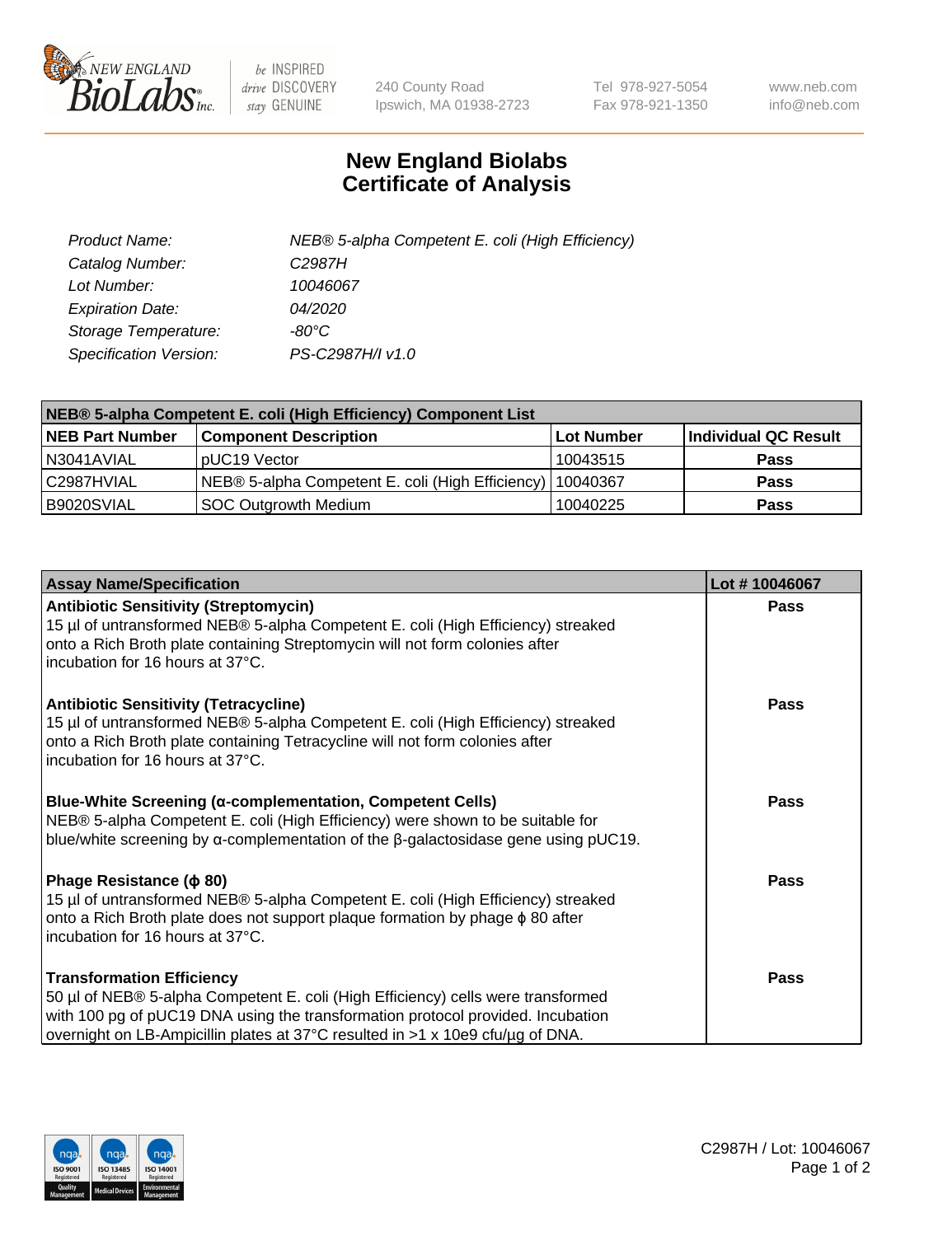# New England Biolabs Certificate of Analysis

| | |
|---|---|
| *Product Name:* | *NEB® 5-alpha Competent E. coli (High Efficiency)* |
| *Catalog Number:* | *C2987H* |
| *Lot Number:* | *10046067* |
| *Expiration Date:* | *04/2020* |
| *Storage Temperature:* | *-80°C* |
| *Specification Version:* | *PS-C2987H/I v1.0* |

| NEB® 5-alpha Competent E. coli (High Efficiency) Component List | | | |
|---|---|---|---|
| **NEB Part Number** | **Component Description** | **Lot Number** | **Individual QC Result** |
| N3041AVIAL | pUC19 Vector | 10043515 | **Pass** |
| C2987HVIAL | NEB® 5-alpha Competent E. coli (High Efficiency) | 10040367 | **Pass** |
| B9020SVIAL | SOC Outgrowth Medium | 10040225 | **Pass** |

| Assay Name/Specification | Lot # 10046067 |
|---|---|
| **Antibiotic Sensitivity (Streptomycin)**<br>15 µl of untransformed NEB® 5-alpha Competent E. coli (High Efficiency) streaked onto a Rich Broth plate containing Streptomycin will not form colonies after incubation for 16 hours at 37°C. | **Pass** |
| **Antibiotic Sensitivity (Tetracycline)**<br>15 µl of untransformed NEB® 5-alpha Competent E. coli (High Efficiency) streaked onto a Rich Broth plate containing Tetracycline will not form colonies after incubation for 16 hours at 37°C. | **Pass** |
| **Blue-White Screening (α-complementation, Competent Cells)**<br>NEB® 5-alpha Competent E. coli (High Efficiency) were shown to be suitable for blue/white screening by α-complementation of the β-galactosidase gene using pUC19. | **Pass** |
| **Phage Resistance (ϕ 80)**<br>15 µl of untransformed NEB® 5-alpha Competent E. coli (High Efficiency) streaked onto a Rich Broth plate does not support plaque formation by phage ϕ 80 after incubation for 16 hours at 37°C. | **Pass** |
| **Transformation Efficiency**<br>50 µl of NEB® 5-alpha Competent E. coli (High Efficiency) cells were transformed with 100 pg of pUC19 DNA using the transformation protocol provided. Incubation overnight on LB-Ampicillin plates at 37°C resulted in >1 x 10e9 cfu/µg of DNA. | **Pass** |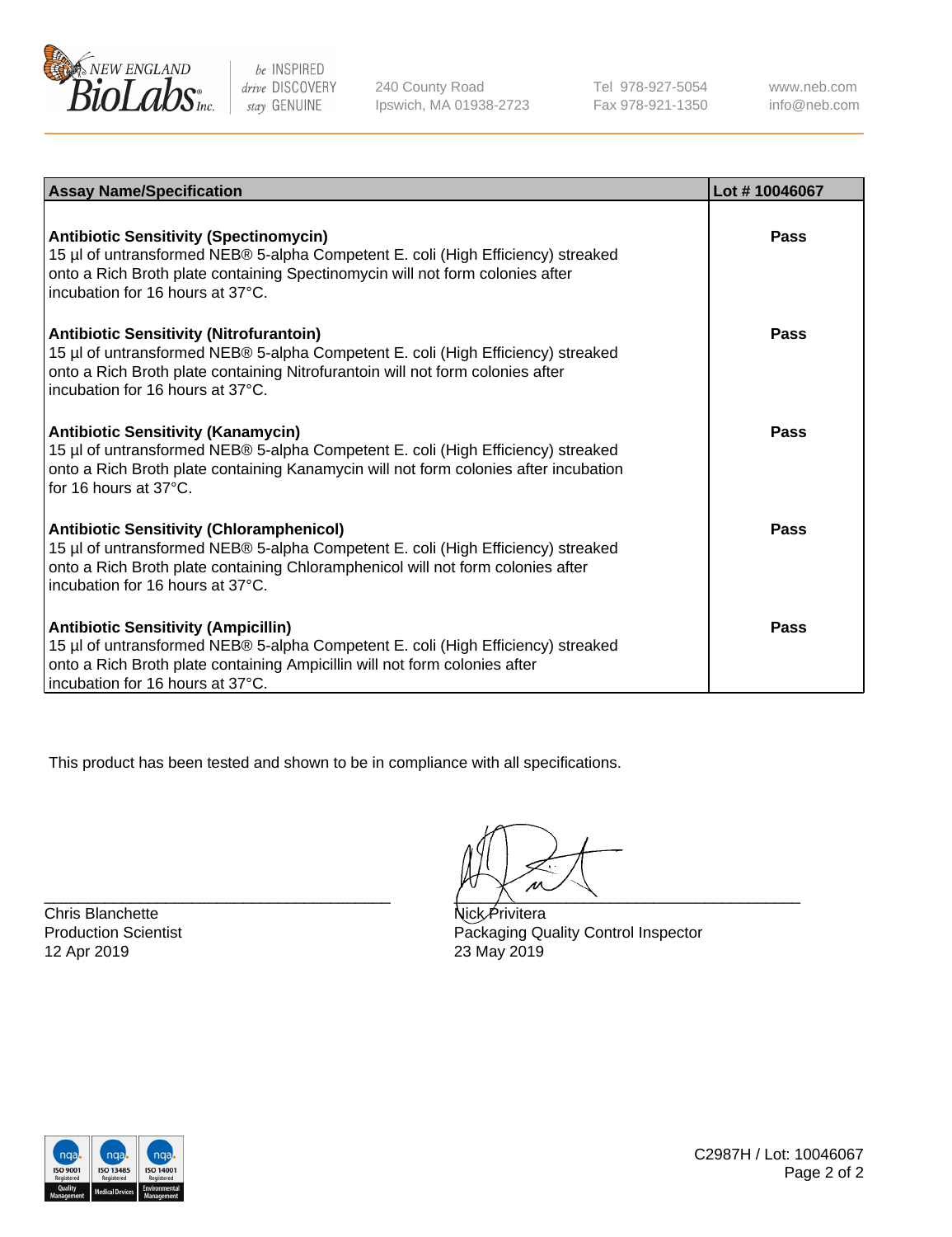| Assay Name/Specification | Lot # 10046067 |
|---|---|
| **Antibiotic Sensitivity (Spectinomycin)**<br>15 µl of untransformed NEB® 5-alpha Competent E. coli (High Efficiency) streaked onto a Rich Broth plate containing Spectinomycin will not form colonies after incubation for 16 hours at 37°C. | **Pass** |
| **Antibiotic Sensitivity (Nitrofurantoin)**<br>15 µl of untransformed NEB® 5-alpha Competent E. coli (High Efficiency) streaked onto a Rich Broth plate containing Nitrofurantoin will not form colonies after incubation for 16 hours at 37°C. | **Pass** |
| **Antibiotic Sensitivity (Kanamycin)**<br>15 µl of untransformed NEB® 5-alpha Competent E. coli (High Efficiency) streaked onto a Rich Broth plate containing Kanamycin will not form colonies after incubation for 16 hours at 37°C. | **Pass** |
| **Antibiotic Sensitivity (Chloramphenicol)**<br>15 µl of untransformed NEB® 5-alpha Competent E. coli (High Efficiency) streaked onto a Rich Broth plate containing Chloramphenicol will not form colonies after incubation for 16 hours at 37°C. | **Pass** |
| **Antibiotic Sensitivity (Ampicillin)**<br>15 µl of untransformed NEB® 5-alpha Competent E. coli (High Efficiency) streaked onto a Rich Broth plate containing Ampicillin will not form colonies after incubation for 16 hours at 37°C. | **Pass** |

This product has been tested and shown to be in compliance with all specifications.

Chris Blanchette
Production Scientist
12 Apr 2019

Nick Privitera
Packaging Quality Control Inspector
23 May 2019

C2987H / Lot: 10046067